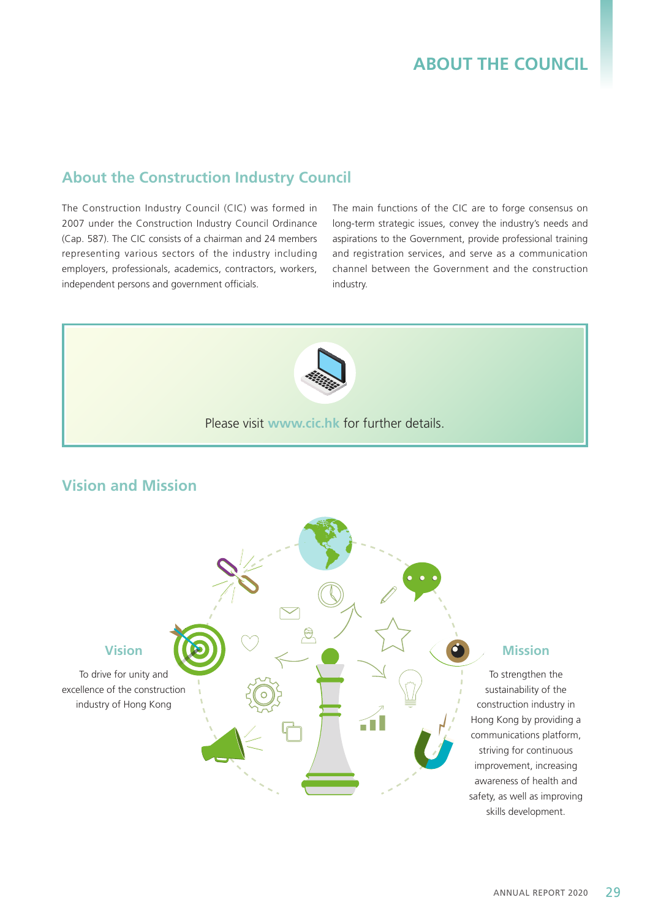# ABOUT THE COUNCIL

## About the Construction Industry Council

The Construction Industry Council (CIC) was formed in 2007 under the Construction Industry Council Ordinance (Cap. 587). The CIC consists of a chairman and 24 members representing various sectors of the industry including employers, professionals, academics, contractors, workers, independent persons and government officials.

The main functions of the CIC are to forge consensus on long-term strategic issues, convey the industry's needs and aspirations to the Government, provide professional training and registration services, and serve as a communication channel between the Government and the construction industry.

Please visit **www.cic.hk** for further details.

## Vision and Mission

### Vision

To drive for unity and excellence of the construction industry of Hong Kong

### Mission

To strengthen the sustainability of the construction industry in Hong Kong by providing a communications platform, striving for continuous improvement, increasing awareness of health and safety, as well as improving skills development.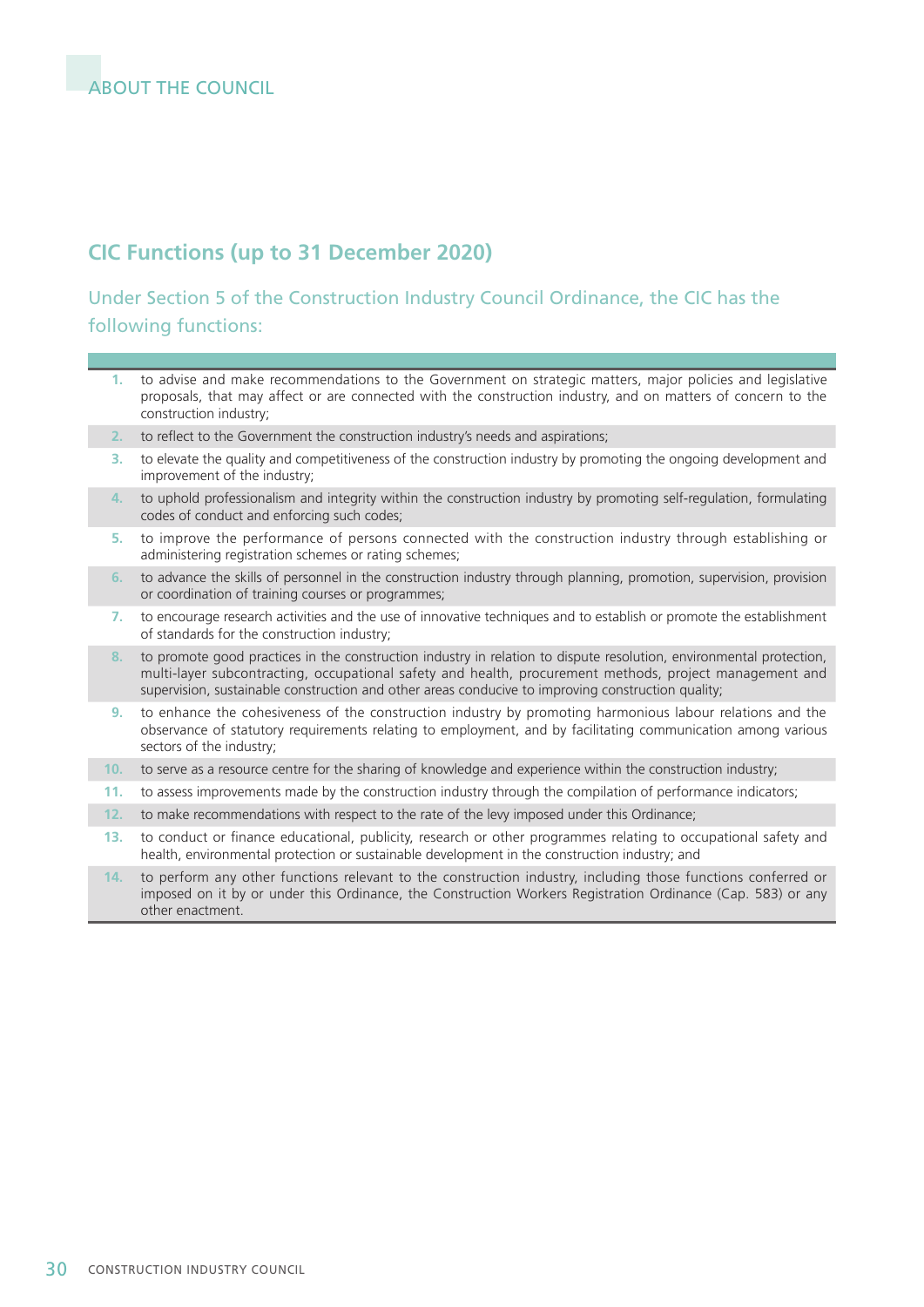## CIC Functions (up to 31 December 2020)

### Under Section 5 of the Construction Industry Council Ordinance, the CIC has the following functions:

1. to advise and make recommendations to the Government on strategic matters, major policies and legislative proposals, that may affect or are connected with the construction industry, and on matters of concern to the construction industry;
2. to reflect to the Government the construction industry's needs and aspirations;
3. to elevate the quality and competitiveness of the construction industry by promoting the ongoing development and improvement of the industry;
4. to uphold professionalism and integrity within the construction industry by promoting self-regulation, formulating codes of conduct and enforcing such codes;
5. to improve the performance of persons connected with the construction industry through establishing or administering registration schemes or rating schemes;
6. to advance the skills of personnel in the construction industry through planning, promotion, supervision, provision or coordination of training courses or programmes;
7. to encourage research activities and the use of innovative techniques and to establish or promote the establishment of standards for the construction industry;
8. to promote good practices in the construction industry in relation to dispute resolution, environmental protection, multi-layer subcontracting, occupational safety and health, procurement methods, project management and supervision, sustainable construction and other areas conducive to improving construction quality;
9. to enhance the cohesiveness of the construction industry by promoting harmonious labour relations and the observance of statutory requirements relating to employment, and by facilitating communication among various sectors of the industry;
10. to serve as a resource centre for the sharing of knowledge and experience within the construction industry;
11. to assess improvements made by the construction industry through the compilation of performance indicators;
12. to make recommendations with respect to the rate of the levy imposed under this Ordinance;
13. to conduct or finance educational, publicity, research or other programmes relating to occupational safety and health, environmental protection or sustainable development in the construction industry; and
14. to perform any other functions relevant to the construction industry, including those functions conferred or imposed on it by or under this Ordinance, the Construction Workers Registration Ordinance (Cap. 583) or any other enactment.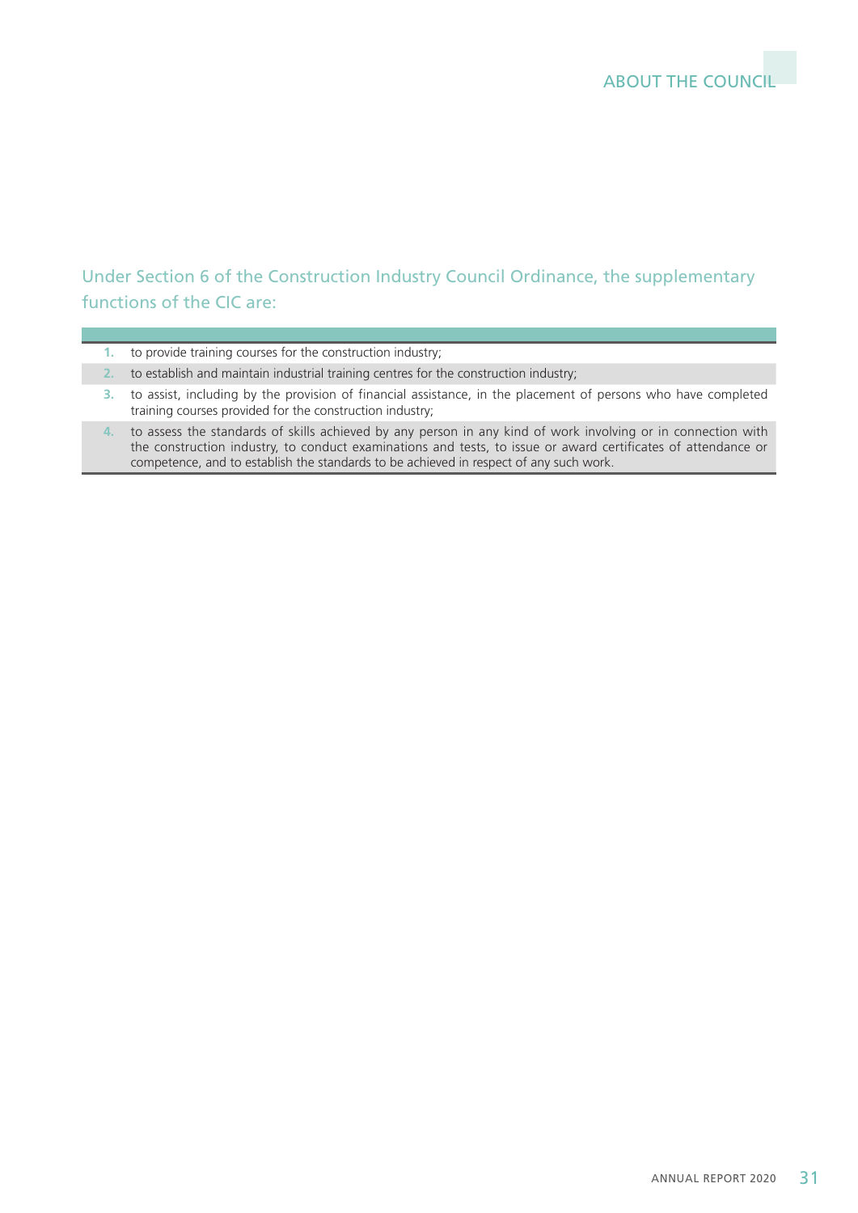Under Section 6 of the Construction Industry Council Ordinance, the supplementary functions of the CIC are:

| | |
|---|---|
| 1. | to provide training courses for the construction industry; |
| 2. | to establish and maintain industrial training centres for the construction industry; |
| 3. | to assist, including by the provision of financial assistance, in the placement of persons who have completed training courses provided for the construction industry; |
| 4. | to assess the standards of skills achieved by any person in any kind of work involving or in connection with the construction industry, to conduct examinations and tests, to issue or award certificates of attendance or competence, and to establish the standards to be achieved in respect of any such work. |